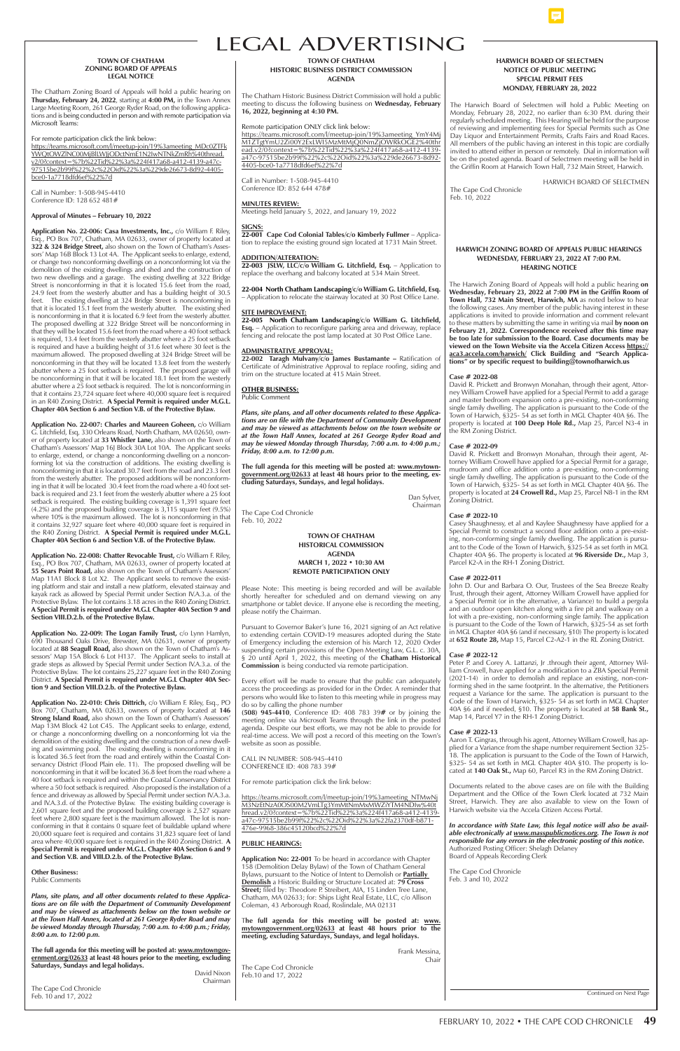# LEGAL ADVERTISING

## TOWN OF CHATHAM ZONING BOARD OF APPEALS LEGAL NOTICE

The Chatham Zoning Board of Appeals will hold a public hearing on **Thursday, February 24, 2022**, starting at **4:00 PM,** in the Town Annex Large Meeting Room, 261 George Ryder Road, on the following applications and is being conducted in person and with remote participation via Microsoft Teams:

For remote participation click the link below:
https://teams.microsoft.com/l/meetup-join/19%3ameeting_MDc0ZTFkYWQtOWZlNC00MjBlLWJjODctNmE1N2IwNTNkZmRh%40thread.v2/0?context=%7b%22Tid%22%3a%224f417a68-a412-4139-a47c-97515be2b99f%22%2c%22Oid%22%3a%229de26673-8d92-4405-bce0-1a7718dfd6ef%22%7d

Call in Number: 1-508-945-4410
Conference ID: 128 652 481#

**Approval of Minutes – February 10, 2022**

**Application No. 22-006: Casa Investments, Inc.,** c/o William F. Riley, Esq., PO Box 707, Chatham, MA 02633, owner of property located at **322 & 324 Bridge Street,** also shown on the Town of Chatham's Assessors' Map 16B Block 13 Lot 4A. The Applicant seeks to enlarge, extend, or change two nonconforming dwellings on a nonconforming lot via the demolition of the existing dwellings and shed and the construction of two new dwellings and a garage. The existing dwelling at 322 Bridge Street is nonconforming in that it is located 15.6 feet from the road, 24.9 feet from the westerly abutter and has a building height of 30.5 feet. The existing dwelling at 324 Bridge Street is nonconforming in that it is located 15.1 feet from the westerly abutter. The existing shed is nonconforming in that it is located 6.9 feet from the westerly abutter. The proposed dwelling at 322 Bridge Street will be nonconforming in that they will be located 15.6 feet from the road where a 40 foot setback is required, 13.4 feet from the westerly abutter where a 25 foot setback is required and have a building height of 31.6 feet where 30 feet is the maximum allowed. The proposed dwelling at 324 Bridge Street will be nonconforming in that they will be located 13.8 feet from the westerly abutter where a 25 foot setback is required. The proposed garage will be nonconforming in that it will be located 18.1 feet from the westerly abutter where a 25 foot setback is required. The lot is nonconforming in that it contains 23,724 square feet where 40,000 square feet is required in an R40 Zoning District. **A Special Permit is required under M.G.L. Chapter 40A Section 6 and Section V.B. of the Protective Bylaw.**

**Application No. 22-007: Charles and Maureen Goheen,** c/o William G. Litchfield, Esq, 330 Orleans Road, North Chatham, MA 02650, owner of property located at **33 Whistler Lane,** also shown on the Town of Chatham's Assessors' Map 16J Block 30A Lot 10A. The Applicant seeks to enlarge, extend, or change a nonconforming dwelling on a nonconforming lot via the construction of additions. The existing dwelling is nonconforming in that it is located 30.7 feet from the road and 23.3 feet from the westerly abutter. The proposed additions will be nonconforming in that it will be located 30.4 feet from the road where a 40 foot setback is required and 23.1 feet from the westerly abutter where a 25 foot setback is required. The existing building coverage is 1,391 square feet (4.2%) and the proposed building coverage is 3,115 square feet (9.5%) where 10% is the maximum allowed. The lot is nonconforming in that it contains 32,927 square feet where 40,000 square feet is required in the R40 Zoning District. **A Special Permit is required under M.G.L. Chapter 40A Section 6 and Section V.B. of the Protective Bylaw.**

**Application No. 22-008: Chatter Revocable Trust,** c/o William F. Riley, Esq., PO Box 707, Chatham, MA 02633, owner of property located at **55 Sears Point Road,** also shown on the Town of Chatham's Assessors' Map 11A1 Block 8 Lot X2. The Applicant seeks to remove the existing platform and stair and install a new platform, elevated stairway and kayak rack as allowed by Special Permit under Section IV.A.3.a. of the Protective Bylaw. The lot contains 3.18 acres in the R40 Zoning District. **A Special Permit is required under M.G.L Chapter 40A Section 9 and Section VIII.D.2.b. of the Protective Bylaw.**

**Application No. 22-009: The Logan Family Trust,** c/o Lynn Hamlyn, 690 Thousand Oaks Drive, Brewster, MA 02631, owner of property located at **88 Seagull Road,** also shown on the Town of Chatham's Assessors' Map 15A Block 6 Lot H137. The Applicant seeks to install at grade steps as allowed by Special Permit under Section IV.A.3.a. of the Protective Bylaw. The lot contains 25,227 square feet in the R40 Zoning District. **A Special Permit is required under M.G.L. Chapter 40A Section 9 and Section VIII.D.2.b. of the Protective Bylaw.**

**Application No. 22-010: Chris Dittrich,** c/o William F. Riley Esq., PO Box 707, Chatham, MA 02633, owners of property located at **146 Strong Island Road,** also shown on the Town of Chatham's Assessors' Map 13M Block 42 Lot C45. The Applicant seeks to enlarge, extend, or change a nonconforming dwelling on a nonconforming lot via the demolition of the existing dwelling and the construction of a new dwelling and swimming pool. The existing dwelling is nonconforming in that it is located 36.5 feet from the road and entirely within the Coastal Conservancy District (Flood Plain ele. 11). The proposed dwelling will be nonconforming in that it will be located 36.8 feet from the road where a 40 foot setback is required and within the Coastal Conservancy District where a 50 foot setback is required. Also proposed is the installation of a fence and driveway as allowed by Special Permit under section IV.A.3.a. and IV.A.3.d. of the Protective Bylaw. The existing building coverage is 2,601 square feet and the proposed building coverage is 2,527 square feet where 2,800 square feet is the maximum allowed. The lot is nonconforming in that it contains 0 square feet of buildable upland where 20,000 square feet is required and contains 31,823 square feet of land area where 40,000 square feet is required in the R40 Zoning District. **A Special Permit is required under M.G.L. Chapter 40A Section 6 and 9 and Section V.B. and VIII.D.2.b. of the Protective Bylaw.**

**Other Business:**
Public Comments

***Plans, site plans, and all other documents related to these Applications are on file with the Department of Community Development and may be viewed as attachments below on the town website or at the Town Hall Annex, located at 261 George Ryder Road and may be viewed Monday through Thursday, 7:00 a.m. to 4:00 p.m.; Friday, 8:00 a.m. to 12:00 p.m.***

**The full agenda for this meeting will be posted at: www.mytowngovernment.org/02633 at least 48 hours prior to the meeting, excluding Saturdays, Sundays and legal holidays.**

David Nixon
Chairman

The Cape Cod Chronicle
Feb. 10 and 17, 2022

## TOWN OF CHATHAM HISTORIC BUSINESS DISTRICT COMMISSION AGENDA

The Chatham Historic Business District Commission will hold a public meeting to discuss the following business on **Wednesday, February 16, 2022, beginning at 4:30 PM.**

Remote participation ONLY click link below:
https://teams.microsoft.com/l/meetup-join/19%3ameeting_YmY4MjM1ZTgtYmU2Zi00Y2ExLWI5MzMtMjQ0NmZjOWRkOGE2%40thread.v2/0?context=%7b%22Tid%22%3a%224f417a68-a412-4139-a47c-97515be2b99f%22%2c%22Oid%22%3a%229de26673-8d92-4405-bce0-1a7718dfd6ef%22%7d

Call in Number: 1-508-945-4410
Conference ID: 852 644 478#

**MINUTES REVIEW:**
Meetings held January 5, 2022, and January 19, 2022

**SIGNS:**
**22-001 Cape Cod Colonial Tables/c/o Kimberly Fullmer** – Application to replace the existing ground sign located at 1731 Main Street.

**ADDITION/ALTERATION:**
**22-003 JSLW, LLC/c/o William G. Litchfield, Esq.** – Application to replace the overhang and balcony located at 534 Main Street.

**22-004 North Chatham Landscaping/c/o William G. Litchfield, Esq.** – Application to relocate the stairway located at 30 Post Office Lane.

**SITE IMPROVEMENT:**
**22-005 North Chatham Landscaping/c/o William G. Litchfield, Esq.** – Application to reconfigure parking area and driveway, replace fencing and relocate the post lamp located at 30 Post Office Lane.

**ADMINISTRATIVE APPROVAL:**
**22-002 Taragh Mulvany/c/o James Bustamante –** Ratification of Certificate of Administrative Approval to replace roofing, siding and trim on the structure located at 415 Main Street.

**OTHER BUSINESS:**
Public Comment

***Plans, site plans, and all other documents related to these Applications are on file with the Department of Community Development and may be viewed as attachments below on the town website or at the Town Hall Annex, located at 261 George Ryder Road and may be viewed Monday through Thursday, 7:00 a.m. to 4:00 p.m.; Friday, 8:00 a.m. to 12:00 p.m.***

**The full agenda for this meeting will be posted at: www.mytowngovernment.org/02633 at least 48 hours prior to the meeting, excluding Saturdays, Sundays, and legal holidays.**

Dan Sylver,
Chairman

The Cape Cod Chronicle
Feb. 10, 2022

## TOWN OF CHATHAM HISTORICAL COMMISSION AGENDA MARCH 1, 2022 • 10:30 AM REMOTE PARTICIPATION ONLY

Please Note: This meeting is being recorded and will be available shortly hereafter for scheduled and on demand viewing on any smartphone or tablet device. If anyone else is recording the meeting, please notify the Chairman.

Pursuant to Governor Baker's June 16, 2021 signing of an Act relative to extending certain COVID-19 measures adopted during the State of Emergency including the extension of his March 12, 2020 Order suspending certain provisions of the Open Meeting Law, G.L. c. 30A, § 20 until April 1, 2022, this meeting of the **Chatham Historical Commission** is being conducted via remote participation.

Every effort will be made to ensure that the public can adequately access the proceedings as provided for in the Order. A reminder that persons who would like to listen to this meeting while in progress may do so by calling the phone number **(508) 945-4410**, Conference ID: 408 783 39**#** or by joining the meeting online via Microsoft Teams through the link in the posted agenda. Despite our best efforts, we may not be able to provide for real-time access. We will post a record of this meeting on the Town's website as soon as possible.

CALL IN NUMBER: 508-945-4410
CONFERENCE ID: 408 783 39#

For remote participation click the link below:

https://teams.microsoft.com/l/meetup-join/19%3ameeting_NTMwNjM3NzEtNzA0OS00M2VmLTg3YmMtNmMxMWZiYTM4NDIw%40thread.v2/0?context=%7b%22Tid%22%3a%224f417a68-a412-4139-a47c-97515be2b99f%22%2c%22Oid%22%3a%22fa2370df-b871-476e-9968-386c45120bcd%22%7d

**PUBLIC HEARINGS:**

**Application No: 22-001** To be heard in accordance with Chapter 158 (Demolition Delay Bylaw) of the Town of Chatham General Bylaws, pursuant to the Notice of Intent to Demolish or **Partially Demolish** a Historic Building or Structure Located at: **79 Cross Street;** filed by: Theodore P. Streibert, AIA, 15 Linden Tree Lane, Chatham, MA 02633; for: Ships Light Real Estate, LLC, c/o Allison Coleman, 43 Arborough Road, Roslindale, MA 02131

**The full agenda for this meeting will be posted at: www.mytowngovernment.org/02633 at least 48 hours prior to the meeting, excluding Saturdays, Sundays, and legal holidays.**

Frank Messina,
Chair

The Cape Cod Chronicle
Feb.10 and 17, 2022

## HARWICH BOARD OF SELECTMEN NOTICE OF PUBLIC MEETING SPECIAL PERMIT FEES MONDAY, FEBRUARY 28, 2022

The Harwich Board of Selectmen will hold a Public Meeting on Monday, February 28, 2022, no earlier than 6:30 P.M. during their regularly scheduled meeting. This Hearing will be held for the purpose of reviewing and implementing fees for Special Permits such as One Day Liquor and Entertainment Permits, Crafts Fairs and Road Races. All members of the public having an interest in this topic are cordially invited to attend either in person or remotely. Dial in information will be on the posted agenda. Board of Selectmen meeting will be held in the Griffin Room at Harwich Town Hall, 732 Main Street, Harwich.

HARWICH BOARD OF SELECTMEN

The Cape Cod Chronicle
Feb. 10, 2022

## HARWICH ZONING BOARD OF APPEALS PUBLIC HEARINGS WEDNESDAY, FEBRUARY 23, 2022 AT 7:00 P.M. HEARING NOTICE

The Harwich Zoning Board of Appeals will hold a public hearing **on Wednesday, February 23, 2022 at 7:00 PM in the Griffin Room of Town Hall, 732 Main Street, Harwich, MA** as noted below to hear the following cases. Any member of the public having interest in these applications is invited to provide information and comment relevant to these matters by submitting the same in writing via mail **by noon on February 21, 2022. Correspondence received after this time may be too late for submission to the Board. Case documents may be viewed on the Town Website via the Accela Citizen Access https://aca3.accela.com/harwich/ Click Building and "Search Applications" or by specific request to building@townofharwich.us**

**Case # 2022-08**
David R. Prickett and Bronwyn Monahan, through their agent, Attorney William Crowell have applied for a Special Permit to add a garage and master bedroom expansion onto a pre-existing, non-conforming single family dwelling. The application is pursuant to the Code of the Town of Harwich, §325- 54 as set forth in MGL Chapter 40A §6. The property is located at **100 Deep Hole Rd.,** Map 25, Parcel N3-4 in the RM Zoning District.

**Case # 2022-09**
David R. Prickett and Bronwyn Monahan, through their agent, Attorney William Crowell have applied for a Special Permit for a garage, mudroom and office addition onto a pre-existing, non-conforming single family dwelling. The application is pursuant to the Code of the Town of Harwich, §325- 54 as set forth in MGL Chapter 40A §6. The property is located at **24 Crowell Rd.,** Map 25, Parcel N8-1 in the RM Zoning District.

**Case # 2022-10**
Casey Shaughnessy, et al and Kaylee Shaughnessy have applied for a Special Permit to construct a second floor addition onto a pre-existing, non-conforming single family dwelling. The application is pursuant to the Code of the Town of Harwich, §325-54 as set forth in MGL Chapter 40A §6. The property is located at **96 Riverside Dr.,** Map 3, Parcel K2-A in the RH-1 Zoning District.

**Case # 2022-011**
John D. Our and Barbara O. Our, Trustees of the Sea Breeze Realty Trust, through their agent, Attorney William Crowell have applied for a Special Permit (or in the alternative, a Variance) to build a pergola and an outdoor open kitchen along with a fire pit and walkway on a lot with a pre-existing, non-conforming single family. The application is pursuant to the Code of the Town of Harwich, §325-54 as set forth in MGL Chapter 40A §6 (and if necessary, §10) The property is located at **652 Route 28,** Map 15, Parcel C2-A2-1 in the RL Zoning District.

**Case # 2022-12**
Peter P. and Corey A. Lattanzi, Jr .through their agent, Attorney William Crowell, have applied for a modification to a ZBA Special Permit (2021-14) in order to demolish and replace an existing, non-conforming shed in the same footprint. In the alternative, the Petitioners request a Variance for the same. The application is pursuant to the Code of the Town of Harwich, §325- 54 as set forth in MGL Chapter 40A §6 and if needed, §10. The property is located at **58 Bank St.,** Map 14, Parcel Y7 in the RH-1 Zoning District.

**Case # 2022-13**
Aaron T. Gingras, through his agent, Attorney William Crowell, has applied for a Variance from the shape number requirement Section 325-18. The application is pursuant to the Code of the Town of Harwich, §325- 54 as set forth in MGL Chapter 40A §10. The property is located at **140 Oak St.,** Map 60, Parcel R3 in the RM Zoning District.

Documents related to the above cases are on file with the Building Department and the Office of the Town Clerk located at 732 Main Street, Harwich. They are also available to view on the Town of Harwich website via the Accela Citizen Access Portal.

***In accordance with State Law, this legal notice will also be available electronically at www.masspublicnotices.org. The Town is not responsible for any errors in the electronic posting of this notice.***
Authorized Posting Officer: Shelagh Delaney
Board of Appeals Recording Clerk

The Cape Cod Chronicle
Feb. 3 and 10, 2022

Continued on Next Page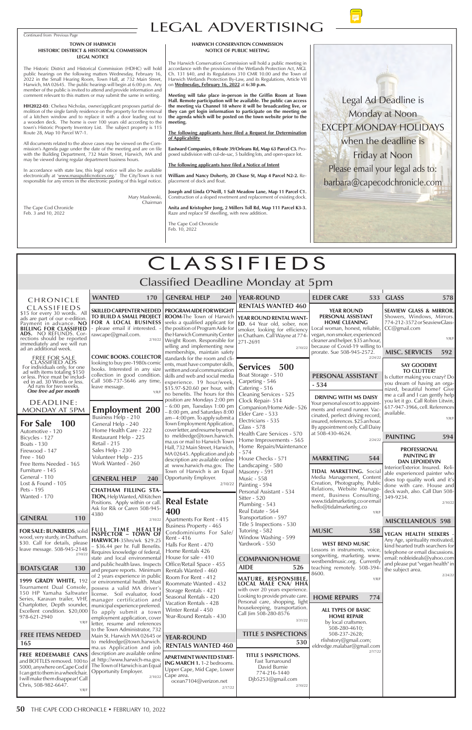# LEGAL ADVERTISING

Continued from Previous Page

**TOWN OF HARWICH**
**HISTORIC DISTRICT & HISTORICAL COMMISSION**
**LEGAL NOTICE**

The Historic District and Historical Commission (HDHC) will hold public hearings on the following matters Wednesday, February 16, 2022 in the Small Hearing Room, Town Hall, at 732 Main Street, Harwich, MA 02645. The public hearings will begin at 6:00 p.m. Any member of the public is invited to attend and provide information and comment relevant to this matters or may submit the same in writing.

**HH2022-03**: Chelsea Nicholas, owner/applicant proposes partial demolition of the single family residence on the property for the removal of a kitchen window and to replace it with a door leading out to a wooden deck. The home is over 100 years old according to the town's Historic Property Inventory List. The subject property is 115 Route 28, Map 10 Parcel W7-1.

All documents related to the above cases may be viewed on the Commission's Agenda page under the date of the meeting and are on file with the Building Department, 732 Main Street, Harwich, MA and may be viewed during regular department business hours.

In accordance with state law, this legal notice will also be available electronically at 'www.masspublicnotices.org.' The City/Town is not responsible for any errors in the electronic posting of this legal notice.

Mary Maslowski,
Chairman

The Cape Cod Chronicle
Feb. 3 and 10, 2022

**HARWICH CONSERVATION COMMISSION**
**NOTICE OF PUBLIC MEETING**

The Harwich Conservation Commission will hold a public meeting in accordance with the provisions of the Wetlands Protection Act, MGL Ch. 131 §40, and its Regulations 310 CMR 10.00 and the Town of Harwich Wetlands Protection By-Law, and its Regulations, Article VII on **Wednesday, February 16, 2022** at **6:30 p.m.**

**Meeting will take place in-person in the Griffin Room at Town Hall. Remote participation will be available. The public can access the meeting via Channel 18 where it will be broadcasting live, or they can get login information to participate on the meeting on the agenda which will be posted on the town website prior to the meeting.**

**The following applicants have filed a Request for Determination of Applicability**

**Eastward Companies, 0 Route 39/Orleans Rd, Map 63 Parcel C3.** Proposed subdivision with cul-de-sac, 5 building lots, and open-space lot.

**The following applicants have filed a Notice of Intent**

**William and Nancy Doherty, 20 Chase St, Map 4 Parcel N2-2.** Replacement of dock and float.

**Joseph and Linda O'Neill, 1 Salt Meadow Lane, Map 11 Parcel C1.** Construction of a sloped revetment and replacement of existing dock.

**Anita and Kristopher Jong, 2 Millers Toll Rd, Map 111 Parcel K3-3.** Raze and replace SF dwelling, with new addition.

The Cape Cod Chronicle
Feb. 10, 2022

Legal Ad Deadline is Monday at Noon EXCEPT MONDAY HOLIDAYS when the deadline is Friday at Noon
Please email your legal ads to: barbara@capecodchronicle.com

# CLASSIFIEDS

## Classified Deadline Monday at 5pm

### CHRONICLE CLASSIFIEDS

$15 for every 30 words. All ads are part of our e-edition. Payment in advance. **NO BILLING FOR CLASSIFIED ADS.** NO REFUNDS. Corrections should be reported immediately and we will run ad an additional week.

FREE FOR SALE CLASSIFIED ADS
For individuals only, for one ad with items totaling $150 or less. Price must be included in ad. 30 Words or less. Ad runs for two weeks.
***One free ad per month***

DEADLINE: MONDAY AT 5PM

## For Sale 100

Automotive - 120
Bicycles - 127
Boats - 130
Firewood - 147
Free - 160
Free Items Needed - 165
Furniture - 145
General - 110
Lost & Found - 105
Pets - 195
Wanted - 170

### GENERAL 110

**FOR SALE: BUNKBEDS**, solid wood, very sturdy, in Chatham. $30. Call for details, please leave message. 508-945-2148
2/10/22

### BOATS/GEAR 130

**1999 GRADY WHITE,** 192 Tournament Dual Console, 150 HP Yamaha Saltwater Series, Karavan trailer, VHF, Chartplotter, Depth sounder, Excellent condition. $20,000 978-621-2940
Y/R/F

### FREE ITEMS NEEDED 165

**FREE REDEEMABLE CANS** and BOTTLES removed. 100 to 5000, anywhere on Cape Cod if I can get to them in a wheelchair. I will make them disappear! Call Chris, 508-982-6647.
Y/R/F

### WANTED 170

**SKILLED CARPENTER NEEDED TO BUILD A SMALL PROJECT FOR A LOCAL BUSINESS** - please email if interested. - rawcape@gmail.com.
2/10/22

**COMIC BOOKS. COLLECTOR** looking to buy pre-1980s comic books. Interested in any size collection in good condition. Call 508-737-5646 any time, leave message.
Y/R/F

## Employment 200

Business Help - 210
General Help - 240
Home Health Care - 222
Restaurant Help - 225
Retail - 215
Sales Help - 230
Volunteer Help - 235
Work Wanted - 260

### GENERAL HELP 240

**CHATHAM FILLING STATION,** Help Wanted, All Kitchen Positions. Apply within or call. Ask for Rik or Caren 508-945-4380
2/10/22

**FULL TIME HEALTH INSPECTOR – TOWN OF HARWICH**-35hrs/wk $29.25 – $36.44 per hr. Full Benefits. Requires knowledge of federal, state and local environmental and public health laws. Inspects and prepare reports. Minimum of 2 years experience in public or environmental health. Must possess a valid MA driver's license. Soil evaluator, food manager certification and municipal experience preferred. To apply submit a town employment application, cover letter, resume and references to the Town Administrator, 732 Main St. North Harwich MA 02645 or to meldredge@town.harwich.ma.us Application and job description are available online at http://www.harwich-ma.gov. The Town of Harwich is an Equal Opportunity Employer.
2/10/22

### GENERAL HELP 240

**PROGRAM AIDE FOR WEIGHT ROOM**-The Town of Harwich seeks a qualified applicant for the position of Program Aide for the Harwich Community Center Weight Room. Responsible for selling and implementing new memberships, maintain safety standards for the room and clients, must have computer skills, written and oral communication skills and web and social media experience. 19 hour/week, $15.97-$20.60 per hour, with no benefits. The hours for this position are Mondays 2:00 pm – 6:00 pm, Tuesdays 1:00 pm – 8:00 pm, and Saturdays 8:00 am – 4:00 pm. To apply submit a Town Employment Application, cover letter, and resume by email to meldredge@town.harwich.ma.us or mail to Harwich Town Hall, 732 Main Street, Harwich, MA 02645. Application and job description are available online at www.harwich-ma.gov. The Town of Harwich is an Equal Opportunity Employer.
2/10/22

## Real Estate 400

Apartments For Rent - 415
Business Property - 465
Condominiums For Sale/Rent - 416
Halls For Rent - 470
Home Rentals 426
House for sale - 410
Office/Retail Space - 455
Rentals Wanted - 460
Room For Rent - 412
Roommate Wanted - 432
Storage Rentals - 421
Seasonal Rentals - 420
Vacation Rentals - 428
Winter Rental - 450
Year-Round Rentals - 430

### YEAR-ROUND RENTALS WANTED 460

**APARTMENT WANTED STARTING MARCH 1.** 1-2 bedrooms. Upper Cape, Mid Cape, Lower Cape area.
ocean7104@verizon.net
2/17/22

### YEAR-ROUND RENTALS WANTED 460

**YEAR ROUND RENTAL WANTED.** 64 Year old, sober, non smoker, looking for efficiency in Chatham. Call Wayne at 774-271-2691
2/10/22

## Services 500

Boat Storage - 510
Carpeting - 546
Catering - 516
Cleaning Services - 525
Clock Repair- 514
Companion/Home Aide - 526
Elder Care - 533
Electricians - 535
Glass - 578
Health Care Services - 570
Home Improvements - 565
Home Repairs/Maintenance - 574
House Checks - 571
Landscaping - 580
Masonry - 591
Music - 558
Painting - 594
Personal Assistant - 534
Sitter - 520
Plumbing - 543
Real Estate - 564
Transportation - 597
Title 5 Inspections - 530
Tutoring - 582
Window Washing - 599
Yardwork - 550

### COMPANION/HOME AIDE 526

**MATURE, RESPONSIBLE, LOCAL MALE CNA/ HHA** with over 20 years experience. Looking to provide private care. Personal care, shopping, light housekeeping, transportation. Call Jim 508-280-8576
3/31/22

### TITLE 5 INSPECTIONS 530

**TITLE 5 INSPECTIONS.**
Fast Turnaround
David Burnie
774-216-1440
Djb5253@gmail.com
2/10/22

### ELDER CARE 533

**YEAR ROUND PERSONAL ASSISTANT HOME CLEANING**
Local woman, honest, reliable, vegan, non smoker, experienced cleaner and helper. $35 an hour, because of Covid-19 willing to prorate. Sue 508-945-2572.
2/24/22

### PERSONAL ASSISTANT - 534

**DRIVING WITH MS DAISY**
Your personal escort to appointments and errand runner. Vaccinated, perfect driving record, insured, references. $25 an hour. By appointment only. Call Daisy at 508-430-4624.
2/24/22

### MARKETING 544

**TIDAL MARKETING.** Social Media Management, Content Creation, Photography, Public Relations, Website Management, Business Consulting. www.tidalmarketing.co or email hello@tidalmarketing.co
Y/R/F

### MUSIC 558

**WEST BEND MUSIC**
Lessons in instruments, voice, songwriting, marketing. www.westbendmusic.org. Currently teaching remotely. 508-394-8600.
Y/R/F

### HOME REPAIRS 774

**ALL TYPES OF BASIC HOME REPAIR**
by local craftsmen.
508-280-4610;
508-237-2628;
rfishstory@gmail.com;
eldredge.malabar@gmail.com
2/17/22

### GLASS 578

**SEAVIEW GLASS & MIRROR.** Showers, Windows, Mirrors. 774-212-3572 or SeaviewGlassCC@gmail.com
Y/R/F

### MISC. SERVICES 592

**SAY GOODBYE TO CLUTTER!**
Is clutter making you crazy? Do you dream of having an organized, beautiful home? Give me a call and I can gently help you let it go. Call Robin Litwin, 617-947-3966, cell. References available.
Y/R/F

### PAINTING 594

**PROFESSIONAL PAINTING BY DAN LEPOIDEVIN**
Interior/Exterior. Insured. Reliable experienced painter who does top quality work and it's done with care. House and deck wash, also. Call Dan 508-349-9234.
2/10/22

### MISCELLANEOUS 598

**VEGAN HEALTH SEEKERS** - Any Age, spirituality motivated, kind hearted truth searchers for telephone or email discussions. email: nobleideals@yahoo.com and please put "vegan health" in the subject area.
2/24/22